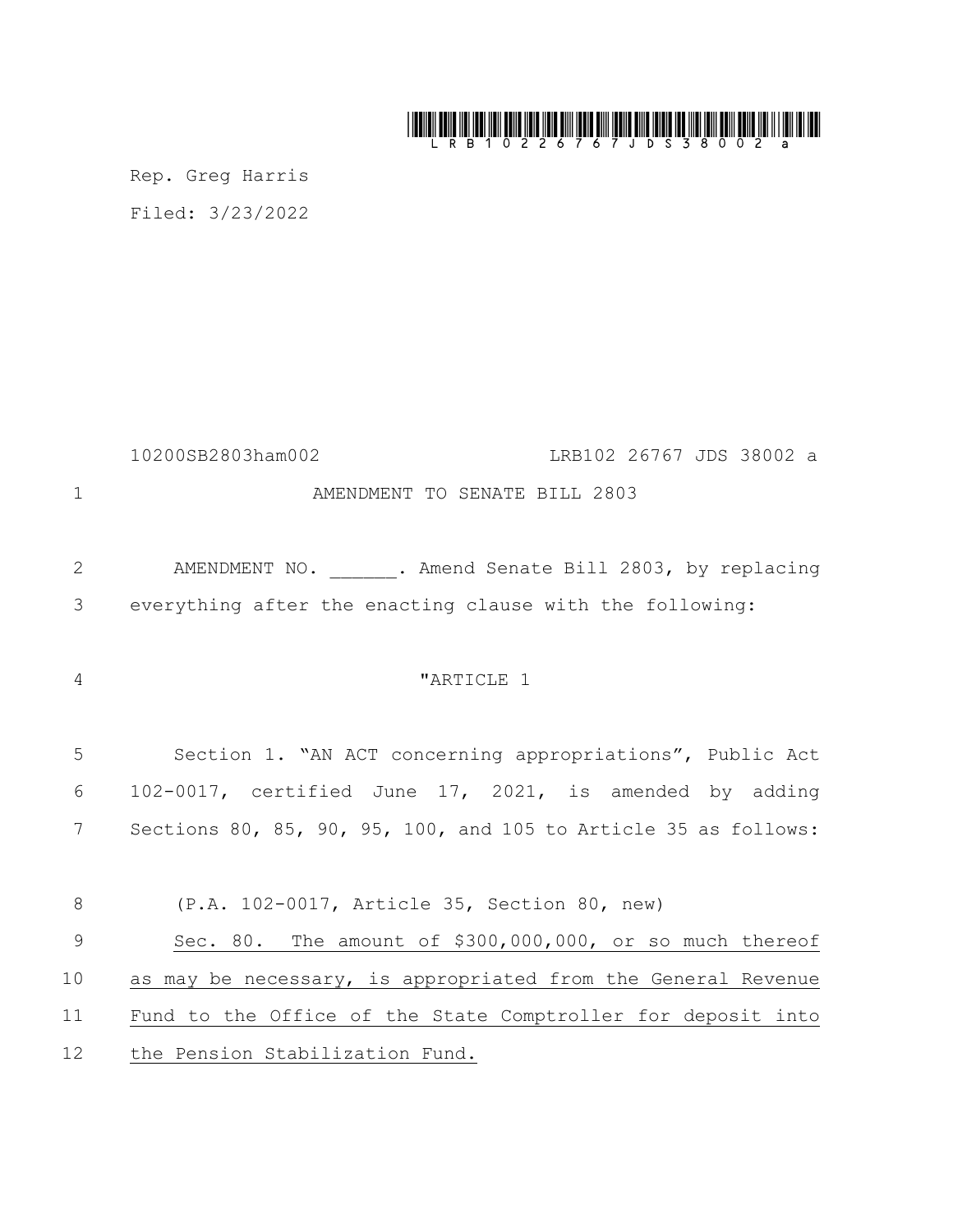Rep. Greg Harris

Filed: 3/23/2022

10200SB2803ham002 LRB102 26767 JDS 38002 a

AMENDMENT TO SENATE BILL 2803

AMENDMENT NO. ______. Amend Senate Bill 2803, by replacing everything after the enacting clause with the following:

"ARTICLE 1

Section 1. "AN ACT concerning appropriations", Public Act 102-0017, certified June 17, 2021, is amended by adding Sections 80, 85, 90, 95, 100, and 105 to Article 35 as follows:

(P.A. 102-0017, Article 35, Section 80, new)

Sec. 80. The amount of $300,000,000, or so much thereof as may be necessary, is appropriated from the General Revenue Fund to the Office of the State Comptroller for deposit into the Pension Stabilization Fund.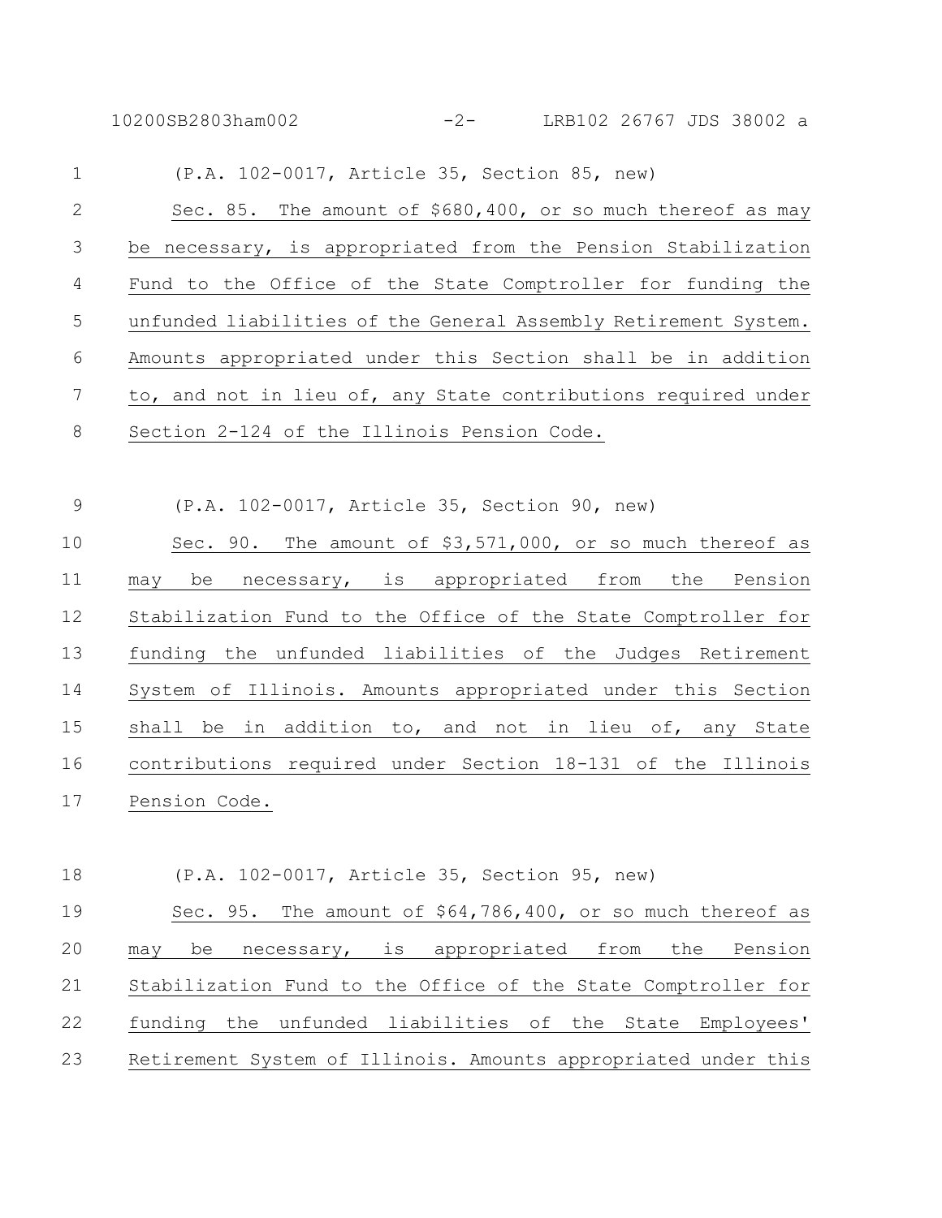(P.A. 102-0017, Article 35, Section 85, new)

Sec. 85. The amount of $680,400, or so much thereof as may be necessary, is appropriated from the Pension Stabilization Fund to the Office of the State Comptroller for funding the unfunded liabilities of the General Assembly Retirement System. Amounts appropriated under this Section shall be in addition to, and not in lieu of, any State contributions required under Section 2-124 of the Illinois Pension Code.

(P.A. 102-0017, Article 35, Section 90, new)

Sec. 90. The amount of $3,571,000, or so much thereof as may be necessary, is appropriated from the Pension Stabilization Fund to the Office of the State Comptroller for funding the unfunded liabilities of the Judges Retirement System of Illinois. Amounts appropriated under this Section shall be in addition to, and not in lieu of, any State contributions required under Section 18-131 of the Illinois Pension Code.

(P.A. 102-0017, Article 35, Section 95, new)

Sec. 95. The amount of $64,786,400, or so much thereof as may be necessary, is appropriated from the Pension Stabilization Fund to the Office of the State Comptroller for funding the unfunded liabilities of the State Employees' Retirement System of Illinois. Amounts appropriated under this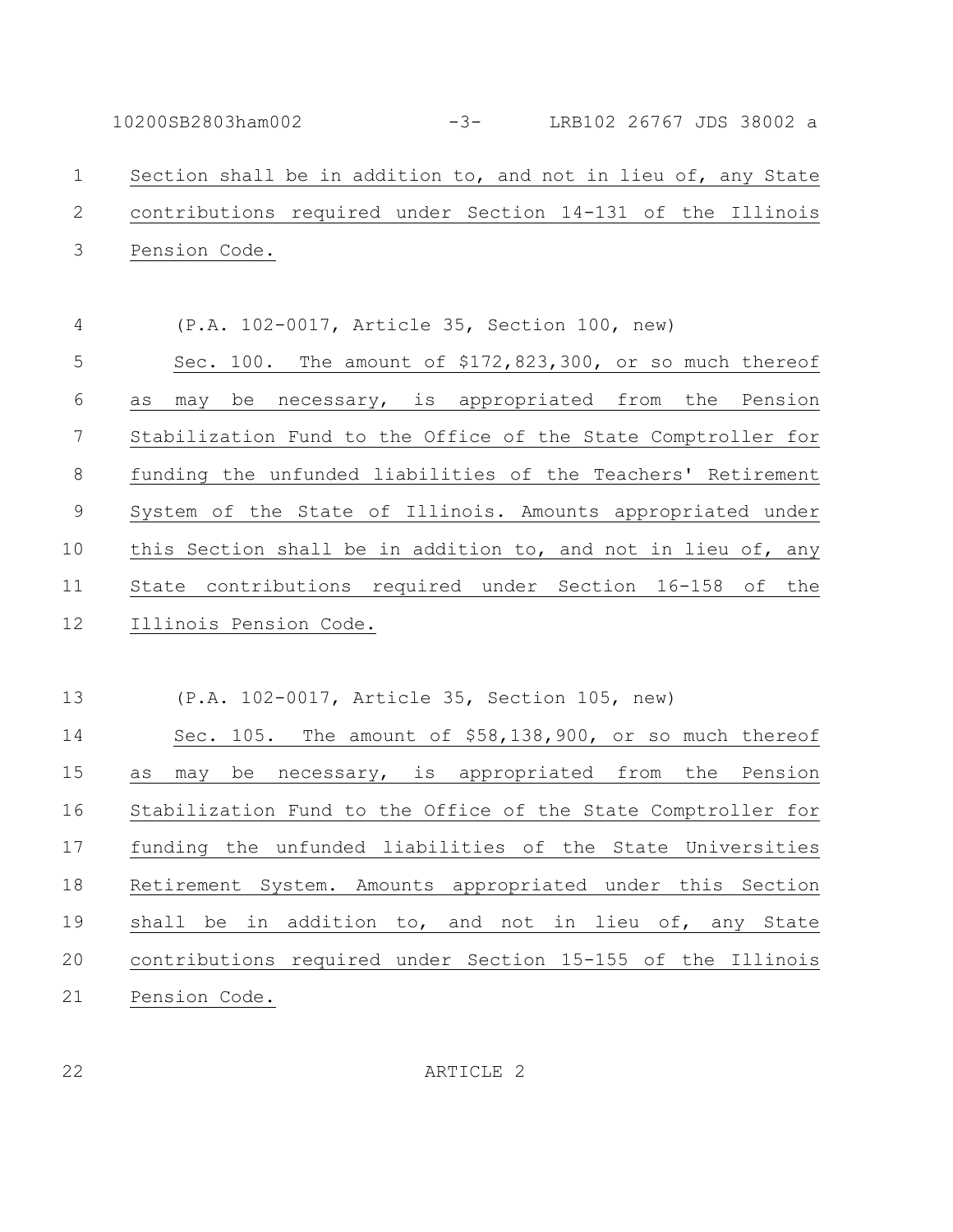Section shall be in addition to, and not in lieu of, any State contributions required under Section 14-131 of the Illinois Pension Code.

(P.A. 102-0017, Article 35, Section 100, new)

Sec. 100. The amount of $172,823,300, or so much thereof as may be necessary, is appropriated from the Pension Stabilization Fund to the Office of the State Comptroller for funding the unfunded liabilities of the Teachers' Retirement System of the State of Illinois. Amounts appropriated under this Section shall be in addition to, and not in lieu of, any State contributions required under Section 16-158 of the Illinois Pension Code.

(P.A. 102-0017, Article 35, Section 105, new)

Sec. 105. The amount of $58,138,900, or so much thereof as may be necessary, is appropriated from the Pension Stabilization Fund to the Office of the State Comptroller for funding the unfunded liabilities of the State Universities Retirement System. Amounts appropriated under this Section shall be in addition to, and not in lieu of, any State contributions required under Section 15-155 of the Illinois Pension Code.

ARTICLE 2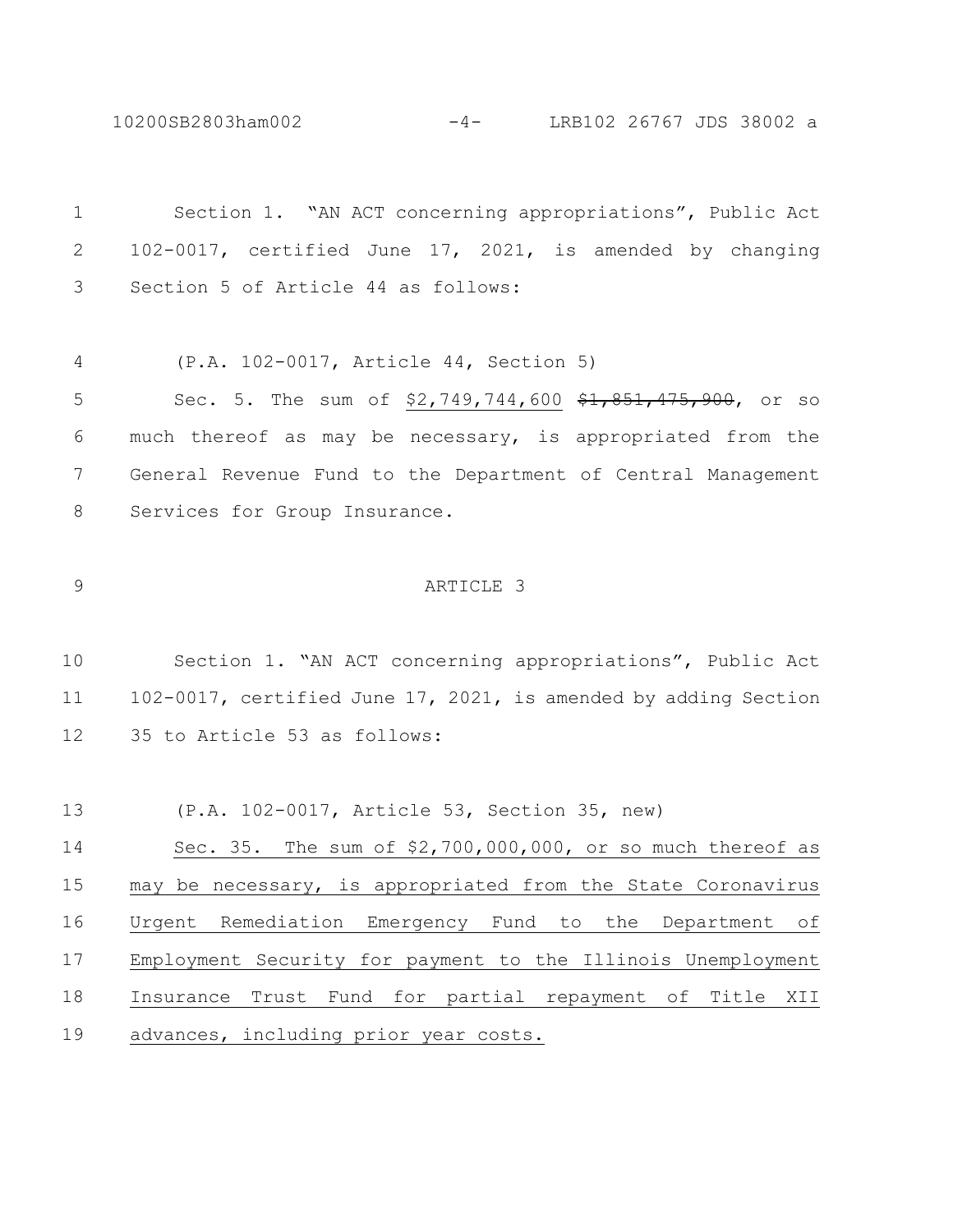Section 1. "AN ACT concerning appropriations", Public Act 102-0017, certified June 17, 2021, is amended by changing Section 5 of Article 44 as follows:

(P.A. 102-0017, Article 44, Section 5)

Sec. 5. The sum of <u>$2,749,744,600</u> ~~$1,851,475,900~~, or so much thereof as may be necessary, is appropriated from the General Revenue Fund to the Department of Central Management Services for Group Insurance.

ARTICLE 3

Section 1. "AN ACT concerning appropriations", Public Act 102-0017, certified June 17, 2021, is amended by adding Section 35 to Article 53 as follows:

(P.A. 102-0017, Article 53, Section 35, new)

<u>Sec. 35. The sum of $2,700,000,000, or so much thereof as may be necessary, is appropriated from the State Coronavirus Urgent Remediation Emergency Fund to the Department of Employment Security for payment to the Illinois Unemployment Insurance Trust Fund for partial repayment of Title XII advances, including prior year costs.</u>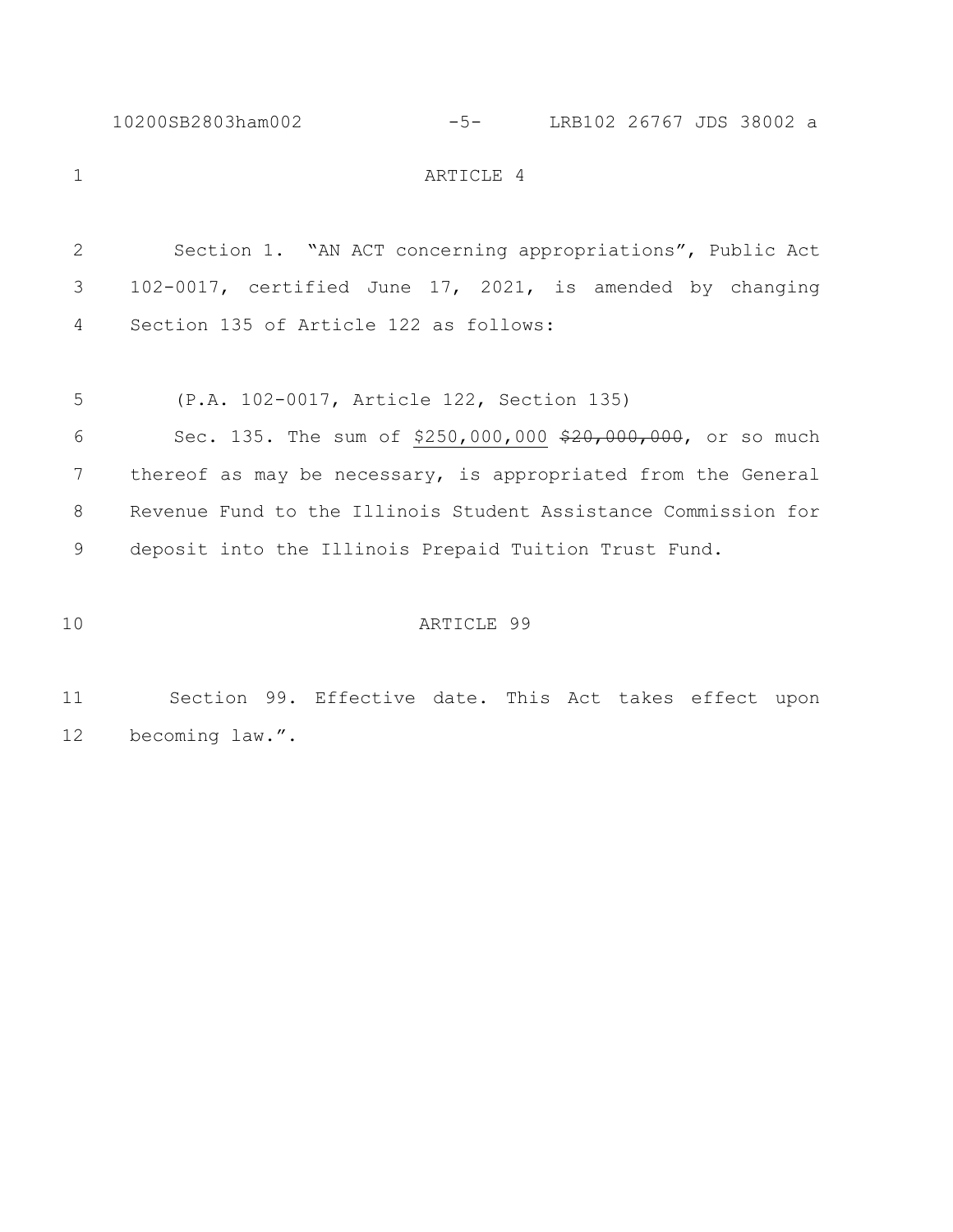ARTICLE 4

Section 1. "AN ACT concerning appropriations", Public Act 102-0017, certified June 17, 2021, is amended by changing Section 135 of Article 122 as follows:

(P.A. 102-0017, Article 122, Section 135)

Sec. 135. The sum of <u>$250,000,000</u> ~~$20,000,000~~, or so much thereof as may be necessary, is appropriated from the General Revenue Fund to the Illinois Student Assistance Commission for deposit into the Illinois Prepaid Tuition Trust Fund.

ARTICLE 99

Section 99. Effective date. This Act takes effect upon becoming law.".